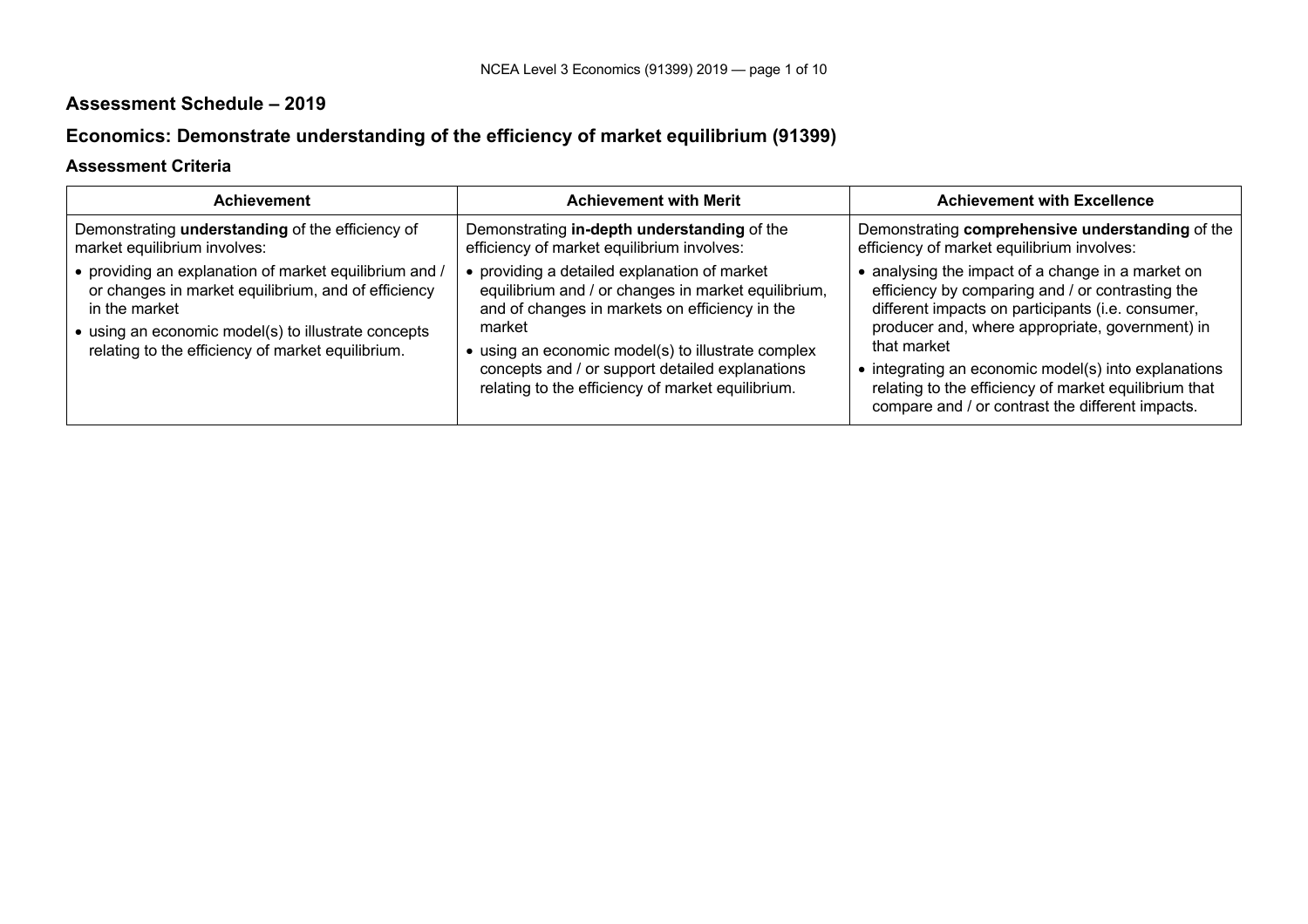## Assessment Schedule – 2019

## Economics: Demonstrate understanding of the efficiency of market equilibrium (91399)

### Assessment Criteria

| Achievement | Achievement with Merit | Achievement with Excellence |
| --- | --- | --- |
| Demonstrating **understanding** of the efficiency of market equilibrium involves:<br>• providing an explanation of market equilibrium and / or changes in market equilibrium, and of efficiency in the market<br>• using an economic model(s) to illustrate concepts relating to the efficiency of market equilibrium. | Demonstrating **in-depth understanding** of the efficiency of market equilibrium involves:<br>• providing a detailed explanation of market equilibrium and / or changes in market equilibrium, and of changes in markets on efficiency in the market<br>• using an economic model(s) to illustrate complex concepts and / or support detailed explanations relating to the efficiency of market equilibrium. | Demonstrating **comprehensive understanding** of the efficiency of market equilibrium involves:<br>• analysing the impact of a change in a market on efficiency by comparing and / or contrasting the different impacts on participants (i.e. consumer, producer and, where appropriate, government) in that market<br>• integrating an economic model(s) into explanations relating to the efficiency of market equilibrium that compare and / or contrast the different impacts. |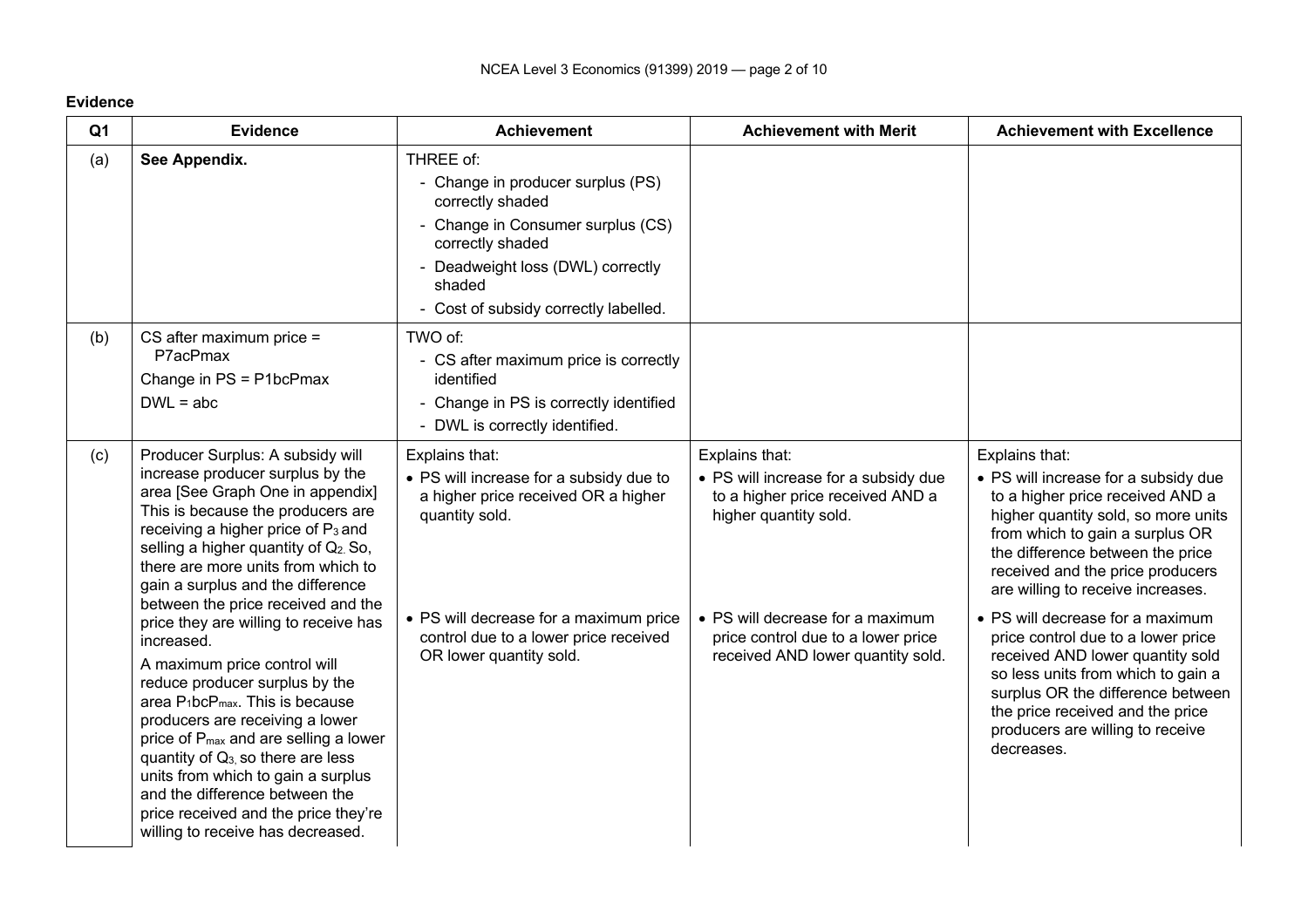**Evidence**

| Q1 | Evidence | Achievement | Achievement with Merit | Achievement with Excellence |
|---|---|---|---|---|
| (a) | **See Appendix.** | THREE of:<br>- Change in producer surplus (PS) correctly shaded<br>- Change in Consumer surplus (CS) correctly shaded<br>- Deadweight loss (DWL) correctly shaded<br>- Cost of subsidy correctly labelled. | | |
| (b) | CS after maximum price = P7acPmax<br>Change in PS = P1bcPmax<br>DWL = abc | TWO of:<br>- CS after maximum price is correctly identified<br>- Change in PS is correctly identified<br>- DWL is correctly identified. | | |
| (c) | Producer Surplus: A subsidy will increase producer surplus by the area [See Graph One in appendix] This is because the producers are receiving a higher price of $P_3$ and selling a higher quantity of $Q_2$. So, there are more units from which to gain a surplus and the difference between the price received and the price they are willing to receive has increased.<br>A maximum price control will reduce producer surplus by the area $P_1bcP_{max}$. This is because producers are receiving a lower price of $P_{max}$ and are selling a lower quantity of $Q_3$, so there are less units from which to gain a surplus and the difference between the price received and the price they're willing to receive has decreased. | Explains that:<br>• PS will increase for a subsidy due to a higher price received OR a higher quantity sold.<br>• PS will decrease for a maximum price control due to a lower price received OR lower quantity sold. | Explains that:<br>• PS will increase for a subsidy due to a higher price received AND a higher quantity sold.<br>• PS will decrease for a maximum price control due to a lower price received AND lower quantity sold. | Explains that:<br>• PS will increase for a subsidy due to a higher price received AND a higher quantity sold, so more units from which to gain a surplus OR the difference between the price received and the price producers are willing to receive increases.<br>• PS will decrease for a maximum price control due to a lower price received AND lower quantity sold so less units from which to gain a surplus OR the difference between the price received and the price producers are willing to receive decreases. |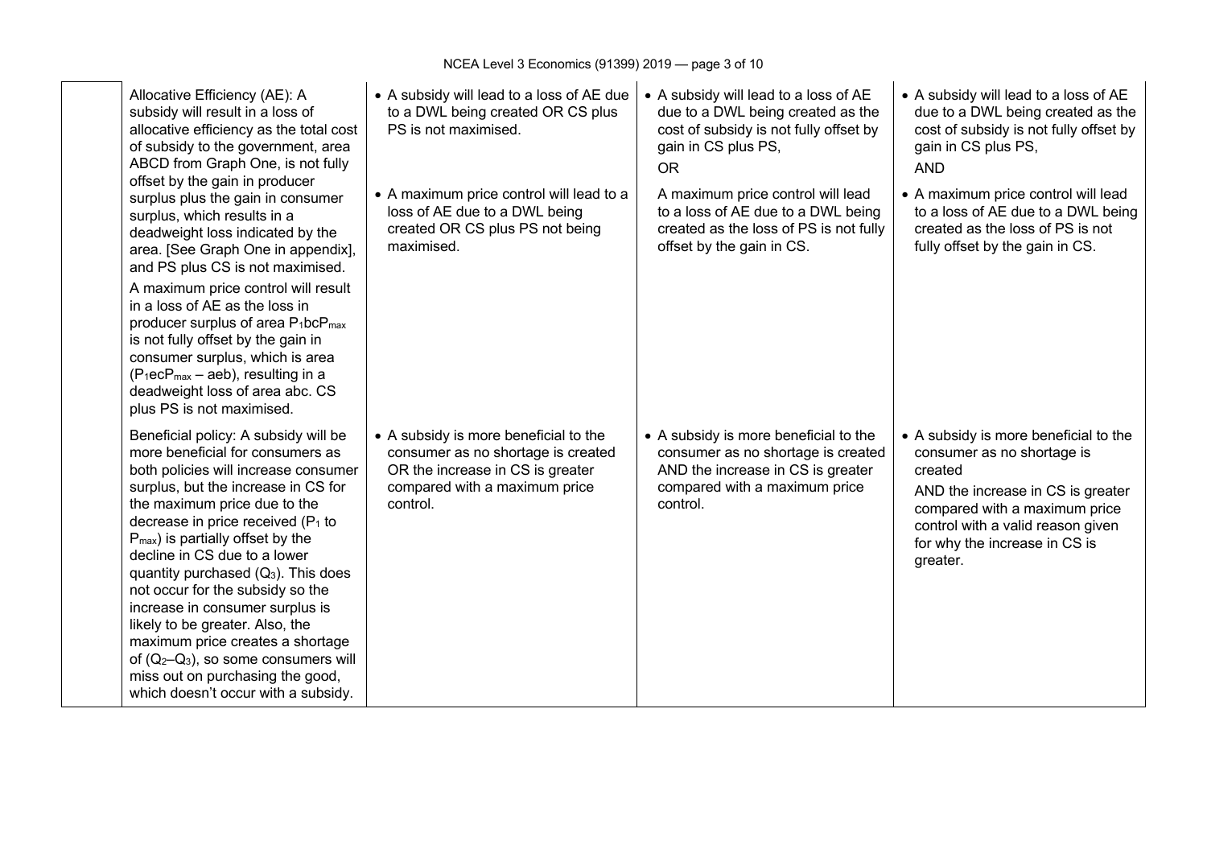| | | | | |
|---|---|---|---|---|
| | Allocative Efficiency (AE): A subsidy will result in a loss of allocative efficiency as the total cost of subsidy to the government, area ABCD from Graph One, is not fully offset by the gain in producer surplus plus the gain in consumer surplus, which results in a deadweight loss indicated by the area. [See Graph One in appendix], and PS plus CS is not maximised.<br><br>A maximum price control will result in a loss of AE as the loss in producer surplus of area $P_1bcP_{max}$ is not fully offset by the gain in consumer surplus, which is area ($P_1ecP_{max}$ – aeb), resulting in a deadweight loss of area abc. CS plus PS is not maximised. | • A subsidy will lead to a loss of AE due to a DWL being created OR CS plus PS is not maximised.<br><br>• A maximum price control will lead to a loss of AE due to a DWL being created OR CS plus PS not being maximised. | • A subsidy will lead to a loss of AE due to a DWL being created as the cost of subsidy is not fully offset by gain in CS plus PS,<br>OR<br>A maximum price control will lead to a loss of AE due to a DWL being created as the loss of PS is not fully offset by the gain in CS. | • A subsidy will lead to a loss of AE due to a DWL being created as the cost of subsidy is not fully offset by gain in CS plus PS,<br>AND<br>• A maximum price control will lead to a loss of AE due to a DWL being created as the loss of PS is not fully offset by the gain in CS. |
| | Beneficial policy: A subsidy will be more beneficial for consumers as both policies will increase consumer surplus, but the increase in CS for the maximum price due to the decrease in price received ($P_1$ to $P_{max}$) is partially offset by the decline in CS due to a lower quantity purchased ($Q_3$). This does not occur for the subsidy so the increase in consumer surplus is likely to be greater. Also, the maximum price creates a shortage of ($Q_2$–$Q_3$), so some consumers will miss out on purchasing the good, which doesn't occur with a subsidy. | • A subsidy is more beneficial to the consumer as no shortage is created OR the increase in CS is greater compared with a maximum price control. | • A subsidy is more beneficial to the consumer as no shortage is created AND the increase in CS is greater compared with a maximum price control. | • A subsidy is more beneficial to the consumer as no shortage is created<br>AND the increase in CS is greater compared with a maximum price control with a valid reason given for why the increase in CS is greater. |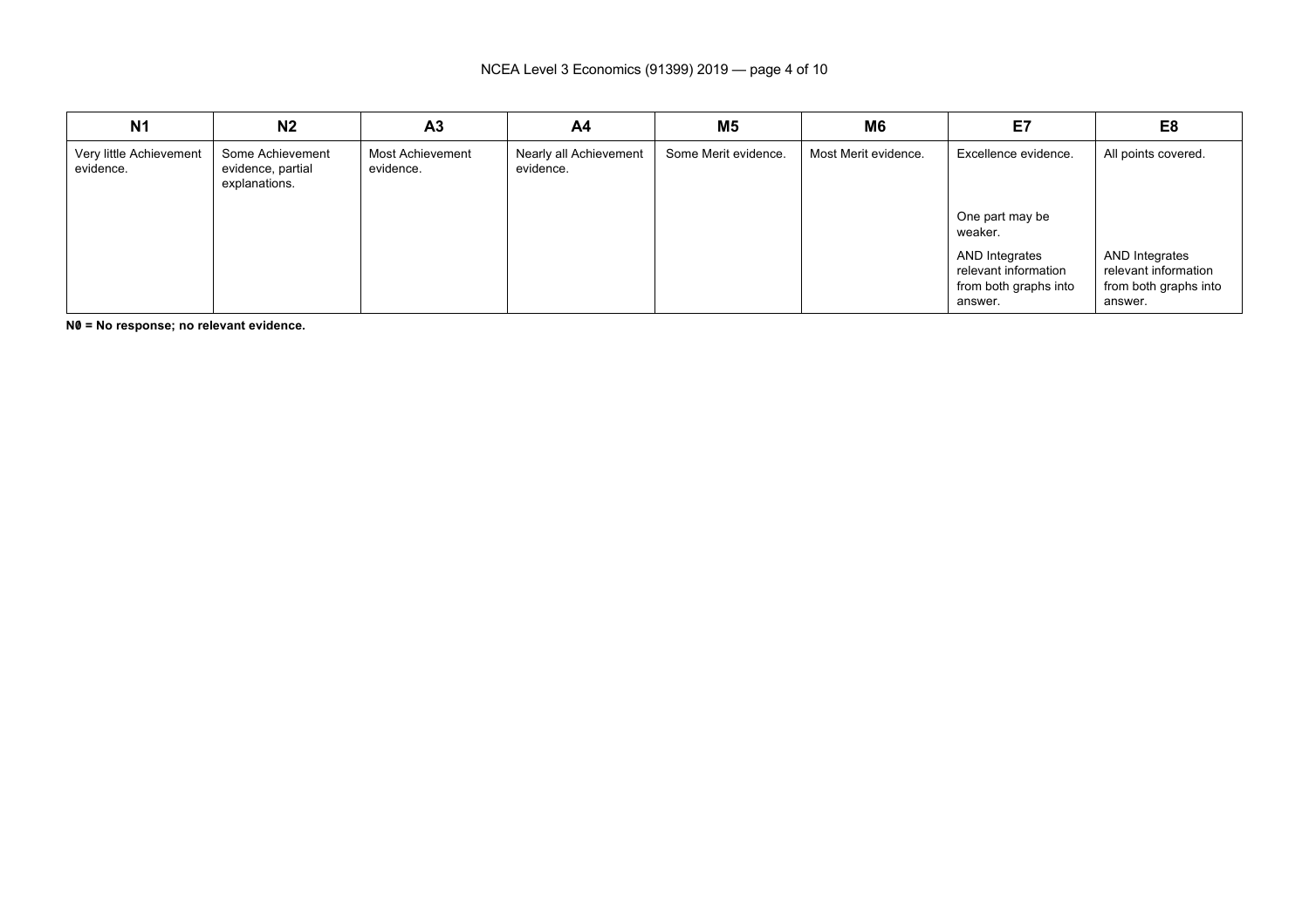| N1 | N2 | A3 | A4 | M5 | M6 | E7 | E8 |
|---|---|---|---|---|---|---|---|
| Very little Achievement evidence. | Some Achievement evidence, partial explanations. | Most Achievement evidence. | Nearly all Achievement evidence. | Some Merit evidence. | Most Merit evidence. | Excellence evidence.<br><br>One part may be weaker.<br><br>AND Integrates relevant information from both graphs into answer. | All points covered.<br><br>AND Integrates relevant information from both graphs into answer. |

**N0 = No response; no relevant evidence.**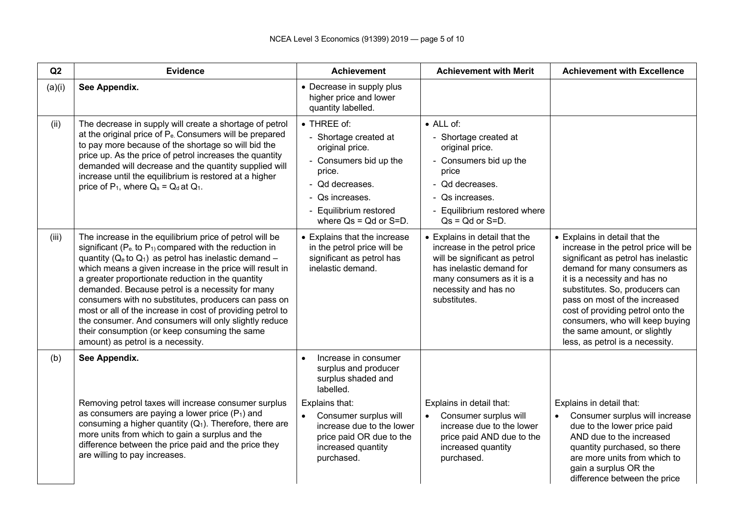| Q2 | Evidence | Achievement | Achievement with Merit | Achievement with Excellence |
|---|---|---|---|---|
| (a)(i) | **See Appendix.** | • Decrease in supply plus higher price and lower quantity labelled. | | |
| (ii) | The decrease in supply will create a shortage of petrol at the original price of $P_e$. Consumers will be prepared to pay more because of the shortage so will bid the price up. As the price of petrol increases the quantity demanded will decrease and the quantity supplied will increase until the equilibrium is restored at a higher price of $P_1$, where $Q_s = Q_d$ at $Q_1$. | • THREE of:<br>- Shortage created at original price.<br>- Consumers bid up the price.<br>- Qd decreases.<br>- Qs increases.<br>- Equilibrium restored where Qs = Qd or S=D. | • ALL of:<br>- Shortage created at original price.<br>- Consumers bid up the price<br>- Qd decreases.<br>- Qs increases.<br>- Equilibrium restored where Qs = Qd or S=D. | |
| (iii) | The increase in the equilibrium price of petrol will be significant ($P_e$ to $P_1$) compared with the reduction in quantity ($Q_e$ to $Q_1$) as petrol has inelastic demand – which means a given increase in the price will result in a greater proportionate reduction in the quantity demanded. Because petrol is a necessity for many consumers with no substitutes, producers can pass on most or all of the increase in cost of providing petrol to the consumer. And consumers will only slightly reduce their consumption (or keep consuming the same amount) as petrol is a necessity. | • Explains that the increase in the petrol price will be significant as petrol has inelastic demand. | • Explains in detail that the increase in the petrol price will be significant as petrol has inelastic demand for many consumers as it is a necessity and has no substitutes. | • Explains in detail that the increase in the petrol price will be significant as petrol has inelastic demand for many consumers as it is a necessity and has no substitutes. So, producers can pass on most of the increased cost of providing petrol onto the consumers, who will keep buying the same amount, or slightly less, as petrol is a necessity. |
| (b) | **See Appendix.**<br><br>Removing petrol taxes will increase consumer surplus as consumers are paying a lower price ($P_1$) and consuming a higher quantity ($Q_1$). Therefore, there are more units from which to gain a surplus and the difference between the price paid and the price they are willing to pay increases. | • Increase in consumer surplus and producer surplus shaded and labelled.<br><br>Explains that:<br>• Consumer surplus will increase due to the lower price paid OR due to the increased quantity purchased. | Explains in detail that:<br>• Consumer surplus will increase due to the lower price paid AND due to the increased quantity purchased. | Explains in detail that:<br>• Consumer surplus will increase due to the lower price paid AND due to the increased quantity purchased, so there are more units from which to gain a surplus OR the difference between the price |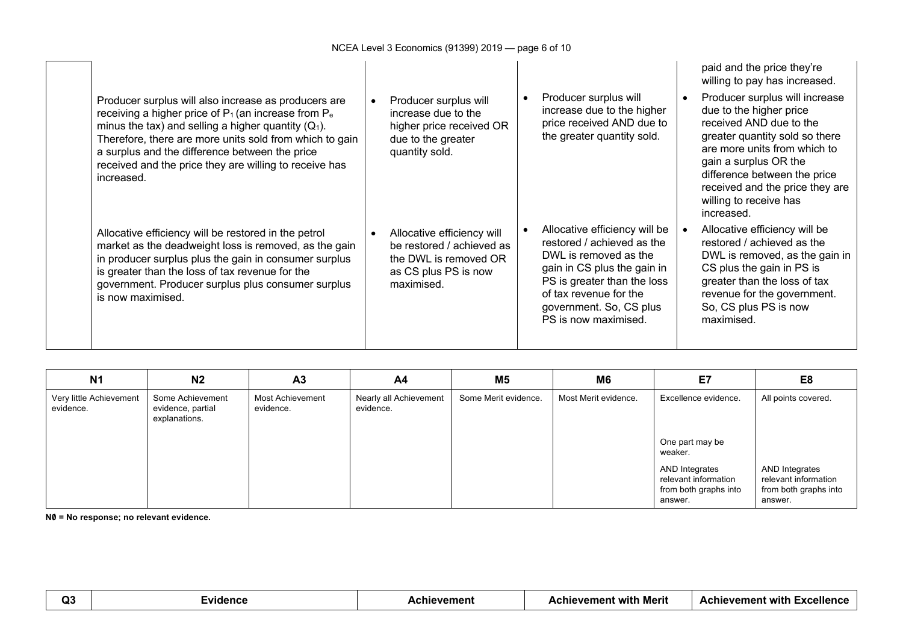| | | | | |
|---|---|---|---|---|
| | | | | paid and the price they're willing to pay has increased. |
| | Producer surplus will also increase as producers are receiving a higher price of $P_1$ (an increase from $P_e$ minus the tax) and selling a higher quantity ($Q_1$). Therefore, there are more units sold from which to gain a surplus and the difference between the price received and the price they are willing to receive has increased. | • Producer surplus will increase due to the higher price received OR due to the greater quantity sold. | • Producer surplus will increase due to the higher price received AND due to the greater quantity sold. | • Producer surplus will increase due to the higher price received AND due to the greater quantity sold so there are more units from which to gain a surplus OR the difference between the price received and the price they are willing to receive has increased. |
| | Allocative efficiency will be restored in the petrol market as the deadweight loss is removed, as the gain in producer surplus plus the gain in consumer surplus is greater than the loss of tax revenue for the government. Producer surplus plus consumer surplus is now maximised. | • Allocative efficiency will be restored / achieved as the DWL is removed OR as CS plus PS is now maximised. | • Allocative efficiency will be restored / achieved as the DWL is removed as the gain in CS plus the gain in PS is greater than the loss of tax revenue for the government. So, CS plus PS is now maximised. | • Allocative efficiency will be restored / achieved as the DWL is removed, as the gain in CS plus the gain in PS is greater than the loss of tax revenue for the government. So, CS plus PS is now maximised. |

| N1 | N2 | A3 | A4 | M5 | M6 | E7 | E8 |
|---|---|---|---|---|---|---|---|
| Very little Achievement evidence. | Some Achievement evidence, partial explanations. | Most Achievement evidence. | Nearly all Achievement evidence. | Some Merit evidence. | Most Merit evidence. | Excellence evidence. | All points covered. |
| | | | | | | One part may be weaker. | |
| | | | | | | AND Integrates relevant information from both graphs into answer. | AND Integrates relevant information from both graphs into answer. |

**N0 = No response; no relevant evidence.**

| Q3 | Evidence | Achievement | Achievement with Merit | Achievement with Excellence |
|---|---|---|---|---|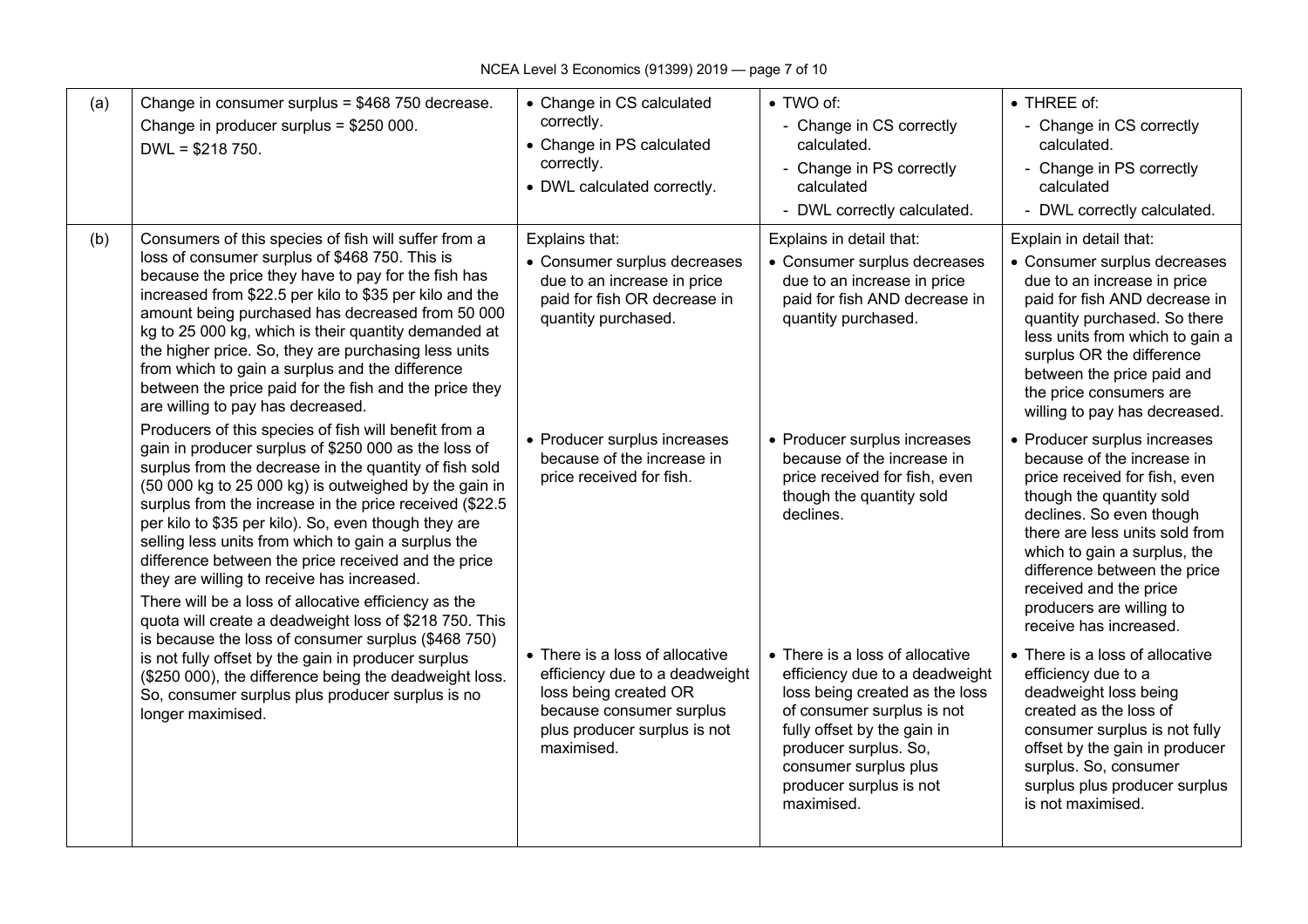| | | | | |
|---|---|---|---|---|
| (a) | Change in consumer surplus = $468 750 decrease.<br>Change in producer surplus = $250 000.<br>DWL = $218 750. | • Change in CS calculated correctly.<br>• Change in PS calculated correctly.<br>• DWL calculated correctly. | • TWO of:<br>- Change in CS correctly calculated.<br>- Change in PS correctly calculated<br>- DWL correctly calculated. | • THREE of:<br>- Change in CS correctly calculated.<br>- Change in PS correctly calculated<br>- DWL correctly calculated. |
| (b) | Consumers of this species of fish will suffer from a loss of consumer surplus of $468 750. This is because the price they have to pay for the fish has increased from $22.5 per kilo to $35 per kilo and the amount being purchased has decreased from 50 000 kg to 25 000 kg, which is their quantity demanded at the higher price. So, they are purchasing less units from which to gain a surplus and the difference between the price paid for the fish and the price they are willing to pay has decreased.<br>Producers of this species of fish will benefit from a gain in producer surplus of $250 000 as the loss of surplus from the decrease in the quantity of fish sold (50 000 kg to 25 000 kg) is outweighed by the gain in surplus from the increase in the price received ($22.5 per kilo to $35 per kilo). So, even though they are selling less units from which to gain a surplus the difference between the price received and the price they are willing to receive has increased.<br>There will be a loss of allocative efficiency as the quota will create a deadweight loss of $218 750. This is because the loss of consumer surplus ($468 750) is not fully offset by the gain in producer surplus ($250 000), the difference being the deadweight loss. So, consumer surplus plus producer surplus is no longer maximised. | Explains that:<br>• Consumer surplus decreases due to an increase in price paid for fish OR decrease in quantity purchased.<br>• Producer surplus increases because of the increase in price received for fish.<br>• There is a loss of allocative efficiency due to a deadweight loss being created OR because consumer surplus plus producer surplus is not maximised. | Explains in detail that:<br>• Consumer surplus decreases due to an increase in price paid for fish AND decrease in quantity purchased.<br>• Producer surplus increases because of the increase in price received for fish, even though the quantity sold declines.<br>• There is a loss of allocative efficiency due to a deadweight loss being created as the loss of consumer surplus is not fully offset by the gain in producer surplus. So, consumer surplus plus producer surplus is not maximised. | Explain in detail that:<br>• Consumer surplus decreases due to an increase in price paid for fish AND decrease in quantity purchased. So there less units from which to gain a surplus OR the difference between the price paid and the price consumers are willing to pay has decreased.<br>• Producer surplus increases because of the increase in price received for fish, even though the quantity sold declines. So even though there are less units sold from which to gain a surplus, the difference between the price received and the price producers are willing to receive has increased.<br>• There is a loss of allocative efficiency due to a deadweight loss being created as the loss of consumer surplus is not fully offset by the gain in producer surplus. So, consumer surplus plus producer surplus is not maximised. |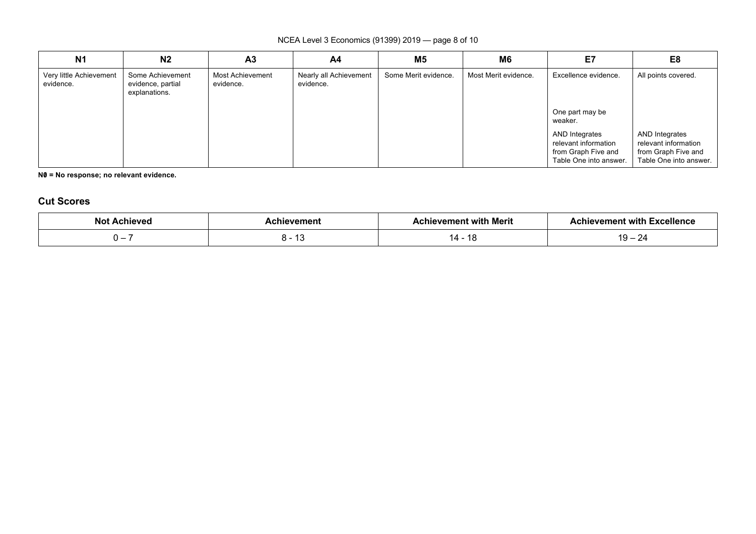| N1 | N2 | A3 | A4 | M5 | M6 | E7 | E8 |
|---|---|---|---|---|---|---|---|
| Very little Achievement evidence. | Some Achievement evidence, partial explanations. | Most Achievement evidence. | Nearly all Achievement evidence. | Some Merit evidence. | Most Merit evidence. | Excellence evidence. | All points covered. |
| | | | | | | One part may be weaker. | |
| | | | | | | AND Integrates relevant information from Graph Five and Table One into answer. | AND Integrates relevant information from Graph Five and Table One into answer. |

**N0 = No response; no relevant evidence.**

## Cut Scores

| Not Achieved | Achievement | Achievement with Merit | Achievement with Excellence |
|---|---|---|---|
| 0 – 7 | 8 - 13 | 14 - 18 | 19 – 24 |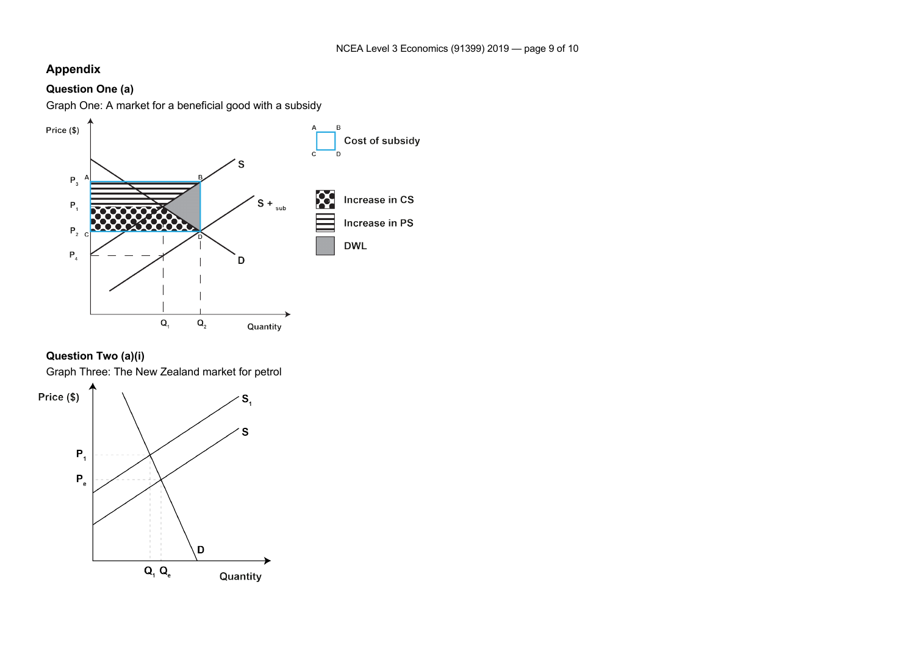## Appendix

### Question One (a)

Graph One: A market for a beneficial good with a subsidy

Price ($)

$P_3$ A B

$P_1$

$P_2$ C D

$P_4$

S

S + sub

D

$Q_1$ $Q_2$ Quantity

Cost of subsidy

Increase in CS

Increase in PS

DWL

### Question Two (a)(i)

Graph Three: The New Zealand market for petrol

Price ($)

$P_1$

$P_e$

$S_1$

S

D

$Q_1$ $Q_e$ Quantity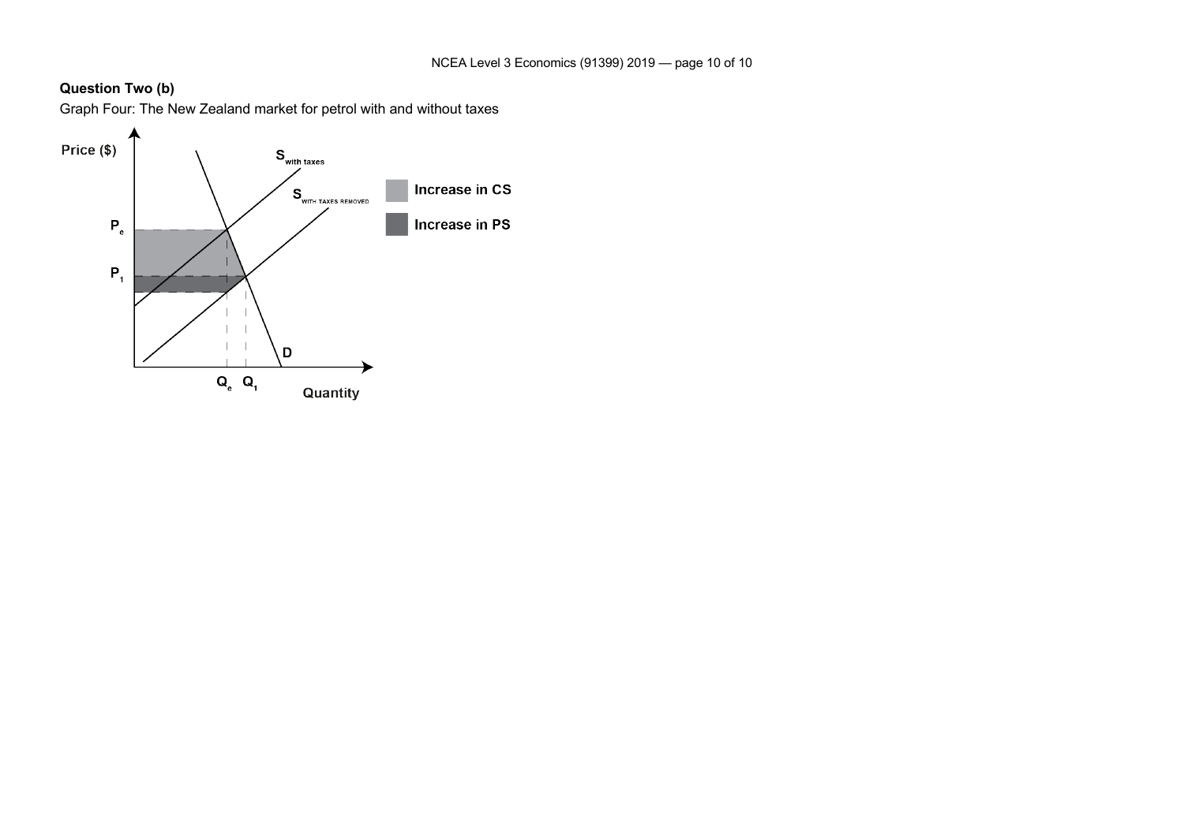### Question Two (b)

Graph Four: The New Zealand market for petrol with and without taxes

Price ($)

$S_{\text{with taxes}}$

$S_{\text{WITH TAXES REMOVED}}$

$P_e$

$P_1$

D

$Q_e$ $Q_1$

Quantity

Increase in CS

Increase in PS